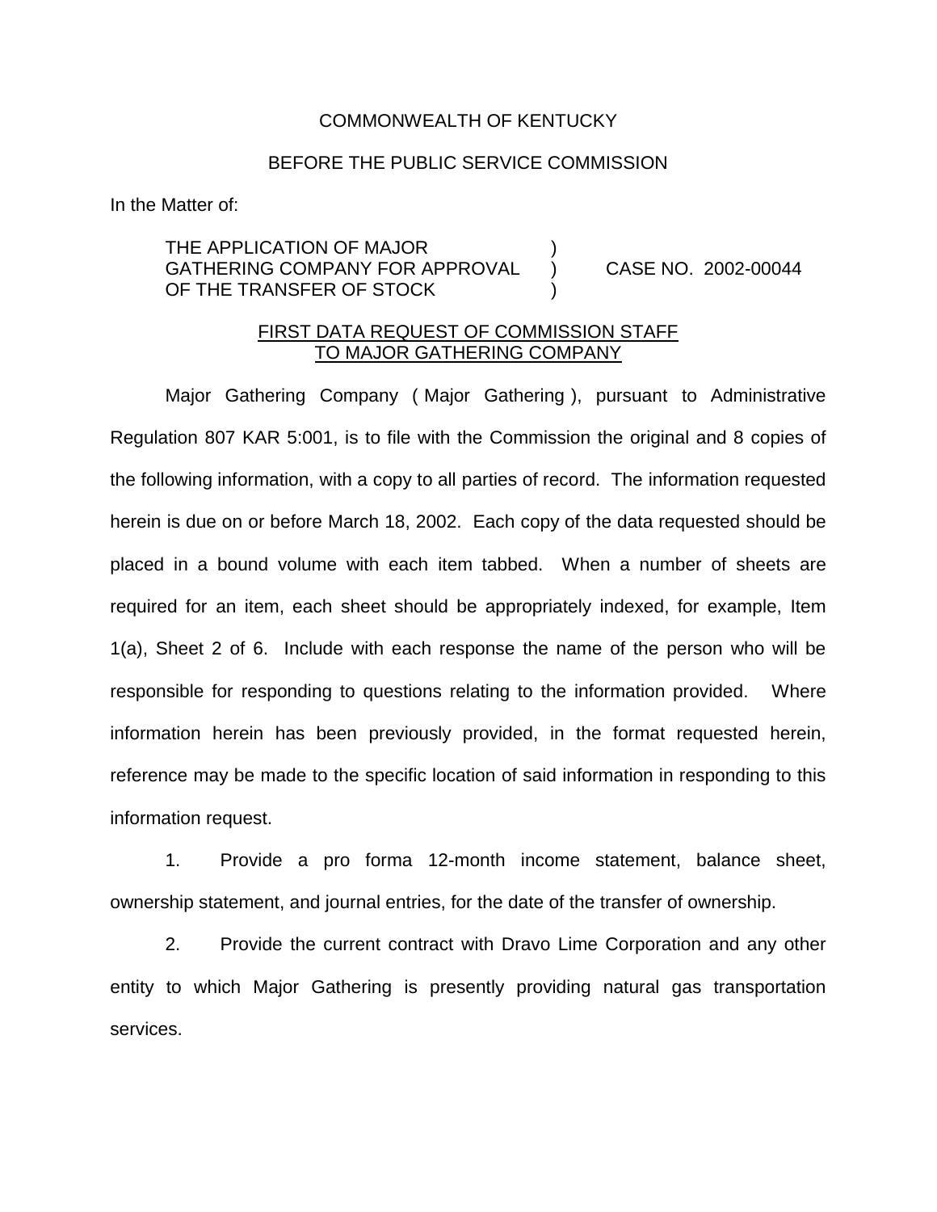COMMONWEALTH OF KENTUCKY

BEFORE THE PUBLIC SERVICE COMMISSION

In the Matter of:

| | | |
|---|---|---|
| THE APPLICATION OF MAJOR GATHERING COMPANY FOR APPROVAL OF THE TRANSFER OF STOCK | ) ) ) | CASE NO. 2002-00044 |

FIRST DATA REQUEST OF COMMISSION STAFF TO MAJOR GATHERING COMPANY

Major Gathering Company ( Major Gathering ), pursuant to Administrative Regulation 807 KAR 5:001, is to file with the Commission the original and 8 copies of the following information, with a copy to all parties of record. The information requested herein is due on or before March 18, 2002. Each copy of the data requested should be placed in a bound volume with each item tabbed. When a number of sheets are required for an item, each sheet should be appropriately indexed, for example, Item 1(a), Sheet 2 of 6. Include with each response the name of the person who will be responsible for responding to questions relating to the information provided. Where information herein has been previously provided, in the format requested herein, reference may be made to the specific location of said information in responding to this information request.

1. Provide a pro forma 12-month income statement, balance sheet, ownership statement, and journal entries, for the date of the transfer of ownership.

2. Provide the current contract with Dravo Lime Corporation and any other entity to which Major Gathering is presently providing natural gas transportation services.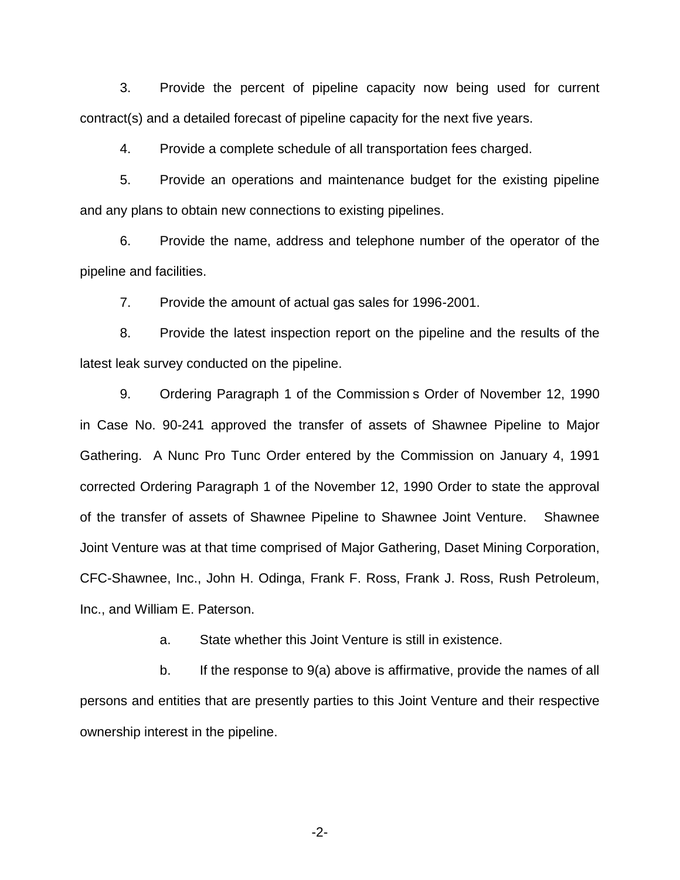3. Provide the percent of pipeline capacity now being used for current contract(s) and a detailed forecast of pipeline capacity for the next five years.

4. Provide a complete schedule of all transportation fees charged.

5. Provide an operations and maintenance budget for the existing pipeline and any plans to obtain new connections to existing pipelines.

6. Provide the name, address and telephone number of the operator of the pipeline and facilities.

7. Provide the amount of actual gas sales for 1996-2001.

8. Provide the latest inspection report on the pipeline and the results of the latest leak survey conducted on the pipeline.

9. Ordering Paragraph 1 of the Commission s Order of November 12, 1990 in Case No. 90-241 approved the transfer of assets of Shawnee Pipeline to Major Gathering. A Nunc Pro Tunc Order entered by the Commission on January 4, 1991 corrected Ordering Paragraph 1 of the November 12, 1990 Order to state the approval of the transfer of assets of Shawnee Pipeline to Shawnee Joint Venture. Shawnee Joint Venture was at that time comprised of Major Gathering, Daset Mining Corporation, CFC-Shawnee, Inc., John H. Odinga, Frank F. Ross, Frank J. Ross, Rush Petroleum, Inc., and William E. Paterson.

   a. State whether this Joint Venture is still in existence.

   b. If the response to 9(a) above is affirmative, provide the names of all persons and entities that are presently parties to this Joint Venture and their respective ownership interest in the pipeline.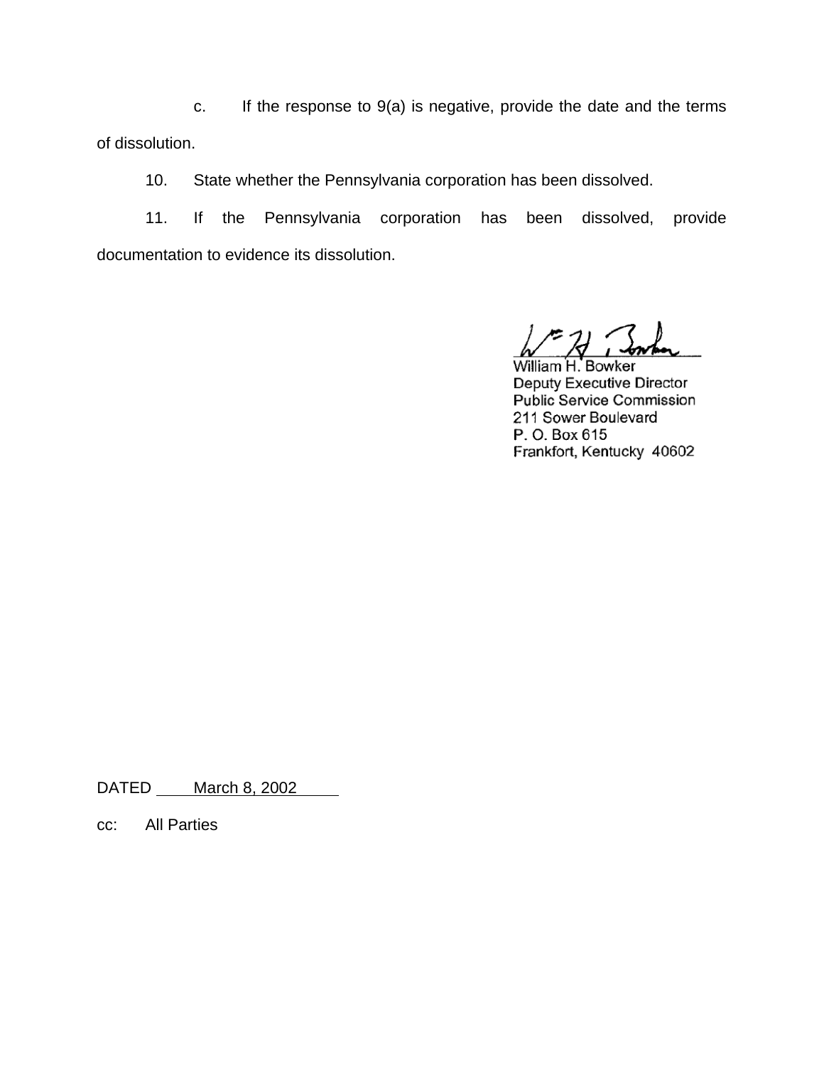c. If the response to 9(a) is negative, provide the date and the terms of dissolution.

10. State whether the Pennsylvania corporation has been dissolved.

11. If the Pennsylvania corporation has been dissolved, provide documentation to evidence its dissolution.

William H. Bowker
Deputy Executive Director
Public Service Commission
211 Sower Boulevard
P. O. Box 615
Frankfort, Kentucky 40602

DATED March 8, 2002

cc: All Parties